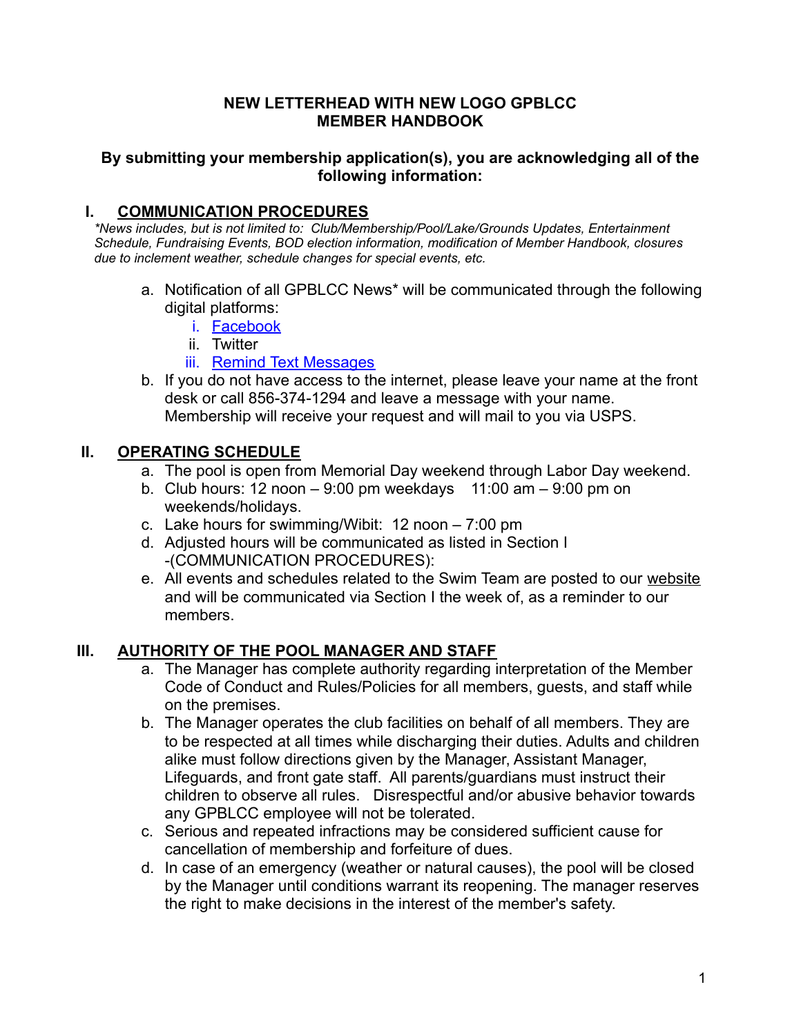**NEW LETTERHEAD WITH NEW LOGO GPBLCC**
**MEMBER HANDBOOK**

**By submitting your membership application(s), you are acknowledging all of the following information:**

## I. COMMUNICATION PROCEDURES

*\*News includes, but is not limited to: Club/Membership/Pool/Lake/Grounds Updates, Entertainment Schedule, Fundraising Events, BOD election information, modification of Member Handbook, closures due to inclement weather, schedule changes for special events, etc.*

a. Notification of all GPBLCC News* will be communicated through the following digital platforms:
   i. Facebook
   ii. Twitter
   iii. Remind Text Messages
b. If you do not have access to the internet, please leave your name at the front desk or call 856-374-1294 and leave a message with your name. Membership will receive your request and will mail to you via USPS.

## II. OPERATING SCHEDULE

a. The pool is open from Memorial Day weekend through Labor Day weekend.
b. Club hours: 12 noon – 9:00 pm weekdays 11:00 am – 9:00 pm on weekends/holidays.
c. Lake hours for swimming/Wibit: 12 noon – 7:00 pm
d. Adjusted hours will be communicated as listed in Section I -(COMMUNICATION PROCEDURES):
e. All events and schedules related to the Swim Team are posted to our website and will be communicated via Section I the week of, as a reminder to our members.

## III. AUTHORITY OF THE POOL MANAGER AND STAFF

a. The Manager has complete authority regarding interpretation of the Member Code of Conduct and Rules/Policies for all members, guests, and staff while on the premises.
b. The Manager operates the club facilities on behalf of all members. They are to be respected at all times while discharging their duties. Adults and children alike must follow directions given by the Manager, Assistant Manager, Lifeguards, and front gate staff. All parents/guardians must instruct their children to observe all rules. Disrespectful and/or abusive behavior towards any GPBLCC employee will not be tolerated.
c. Serious and repeated infractions may be considered sufficient cause for cancellation of membership and forfeiture of dues.
d. In case of an emergency (weather or natural causes), the pool will be closed by the Manager until conditions warrant its reopening. The manager reserves the right to make decisions in the interest of the member's safety.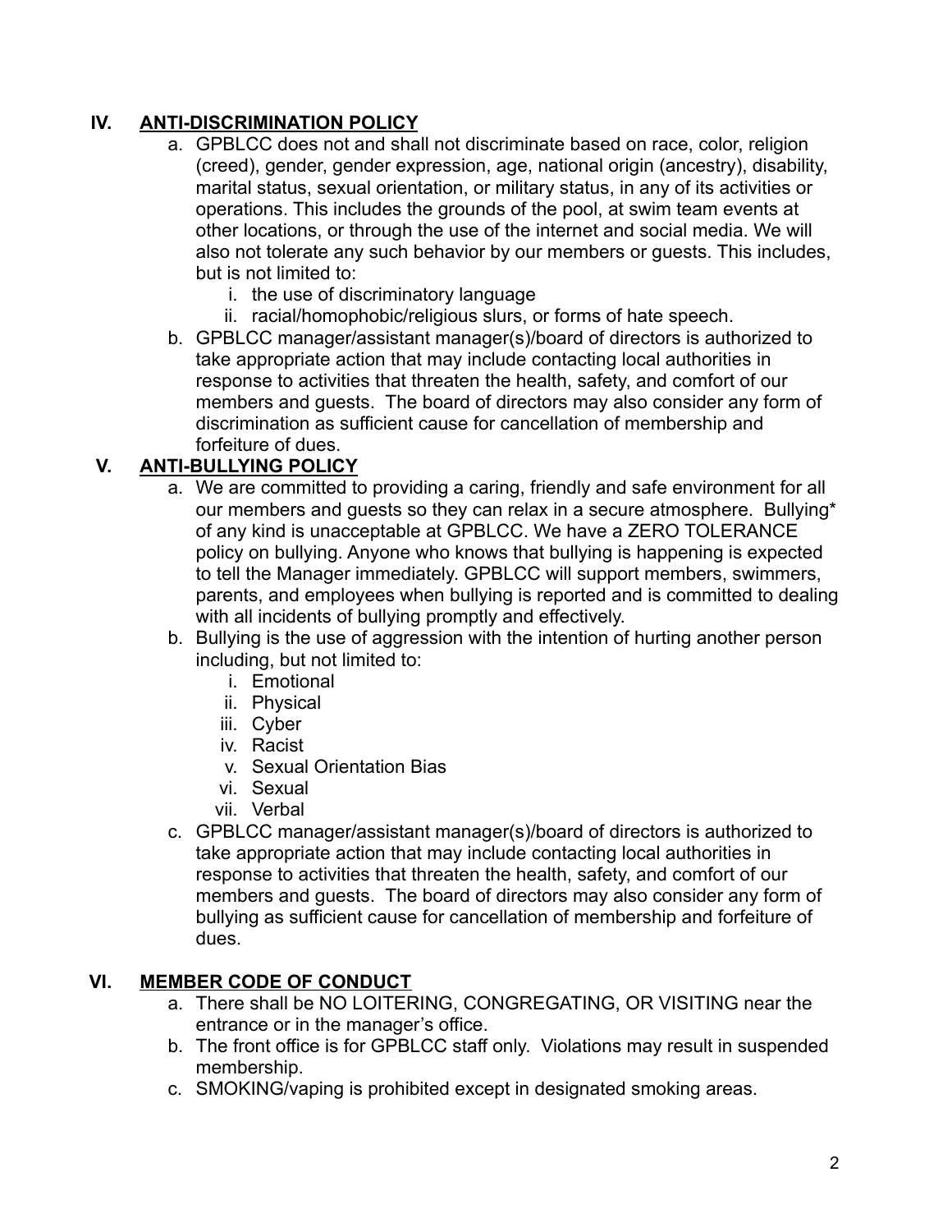## IV. ANTI-DISCRIMINATION POLICY

a. GPBLCC does not and shall not discriminate based on race, color, religion (creed), gender, gender expression, age, national origin (ancestry), disability, marital status, sexual orientation, or military status, in any of its activities or operations. This includes the grounds of the pool, at swim team events at other locations, or through the use of the internet and social media. We will also not tolerate any such behavior by our members or guests. This includes, but is not limited to:
   i. the use of discriminatory language
   ii. racial/homophobic/religious slurs, or forms of hate speech.

b. GPBLCC manager/assistant manager(s)/board of directors is authorized to take appropriate action that may include contacting local authorities in response to activities that threaten the health, safety, and comfort of our members and guests. The board of directors may also consider any form of discrimination as sufficient cause for cancellation of membership and forfeiture of dues.

## V. ANTI-BULLYING POLICY

a. We are committed to providing a caring, friendly and safe environment for all our members and guests so they can relax in a secure atmosphere. Bullying* of any kind is unacceptable at GPBLCC. We have a ZERO TOLERANCE policy on bullying. Anyone who knows that bullying is happening is expected to tell the Manager immediately. GPBLCC will support members, swimmers, parents, and employees when bullying is reported and is committed to dealing with all incidents of bullying promptly and effectively.

b. Bullying is the use of aggression with the intention of hurting another person including, but not limited to:
   i. Emotional
   ii. Physical
   iii. Cyber
   iv. Racist
   v. Sexual Orientation Bias
   vi. Sexual
   vii. Verbal

c. GPBLCC manager/assistant manager(s)/board of directors is authorized to take appropriate action that may include contacting local authorities in response to activities that threaten the health, safety, and comfort of our members and guests. The board of directors may also consider any form of bullying as sufficient cause for cancellation of membership and forfeiture of dues.

## VI. MEMBER CODE OF CONDUCT

a. There shall be NO LOITERING, CONGREGATING, OR VISITING near the entrance or in the manager's office.

b. The front office is for GPBLCC staff only. Violations may result in suspended membership.

c. SMOKING/vaping is prohibited except in designated smoking areas.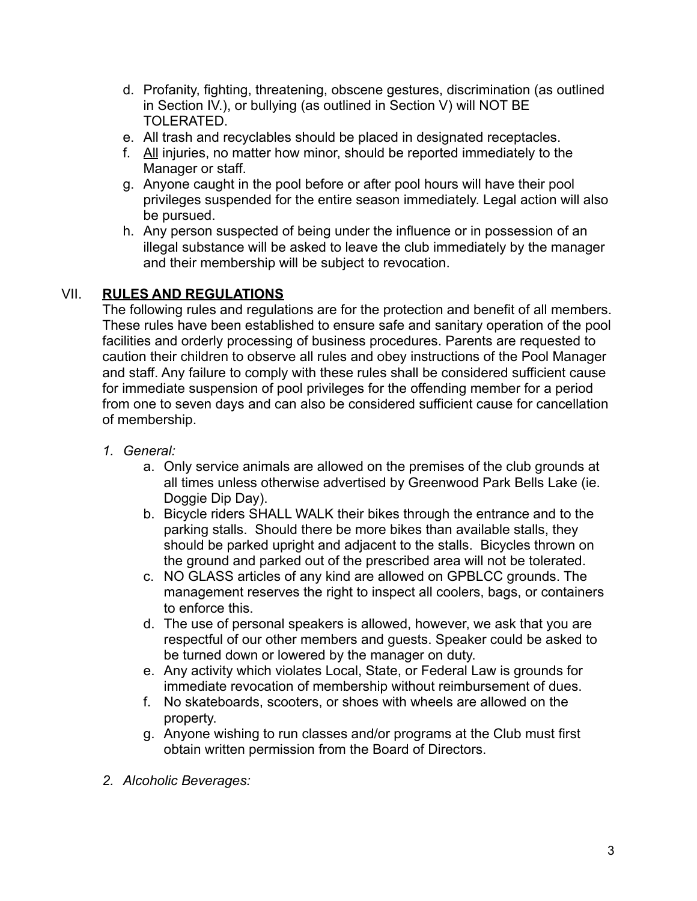d. Profanity, fighting, threatening, obscene gestures, discrimination (as outlined in Section IV.), or bullying (as outlined in Section V) will NOT BE TOLERATED.
e. All trash and recyclables should be placed in designated receptacles.
f. <u>All</u> injuries, no matter how minor, should be reported immediately to the Manager or staff.
g. Anyone caught in the pool before or after pool hours will have their pool privileges suspended for the entire season immediately. Legal action will also be pursued.
h. Any person suspected of being under the influence or in possession of an illegal substance will be asked to leave the club immediately by the manager and their membership will be subject to revocation.

## VII. **<u>RULES AND REGULATIONS</u>**

The following rules and regulations are for the protection and benefit of all members. These rules have been established to ensure safe and sanitary operation of the pool facilities and orderly processing of business procedures. Parents are requested to caution their children to observe all rules and obey instructions of the Pool Manager and staff. Any failure to comply with these rules shall be considered sufficient cause for immediate suspension of pool privileges for the offending member for a period from one to seven days and can also be considered sufficient cause for cancellation of membership.

1. *General:*
   a. Only service animals are allowed on the premises of the club grounds at all times unless otherwise advertised by Greenwood Park Bells Lake (ie. Doggie Dip Day).
   b. Bicycle riders SHALL WALK their bikes through the entrance and to the parking stalls. Should there be more bikes than available stalls, they should be parked upright and adjacent to the stalls. Bicycles thrown on the ground and parked out of the prescribed area will not be tolerated.
   c. NO GLASS articles of any kind are allowed on GPBLCC grounds. The management reserves the right to inspect all coolers, bags, or containers to enforce this.
   d. The use of personal speakers is allowed, however, we ask that you are respectful of our other members and guests. Speaker could be asked to be turned down or lowered by the manager on duty.
   e. Any activity which violates Local, State, or Federal Law is grounds for immediate revocation of membership without reimbursement of dues.
   f. No skateboards, scooters, or shoes with wheels are allowed on the property.
   g. Anyone wishing to run classes and/or programs at the Club must first obtain written permission from the Board of Directors.

2. *Alcoholic Beverages:*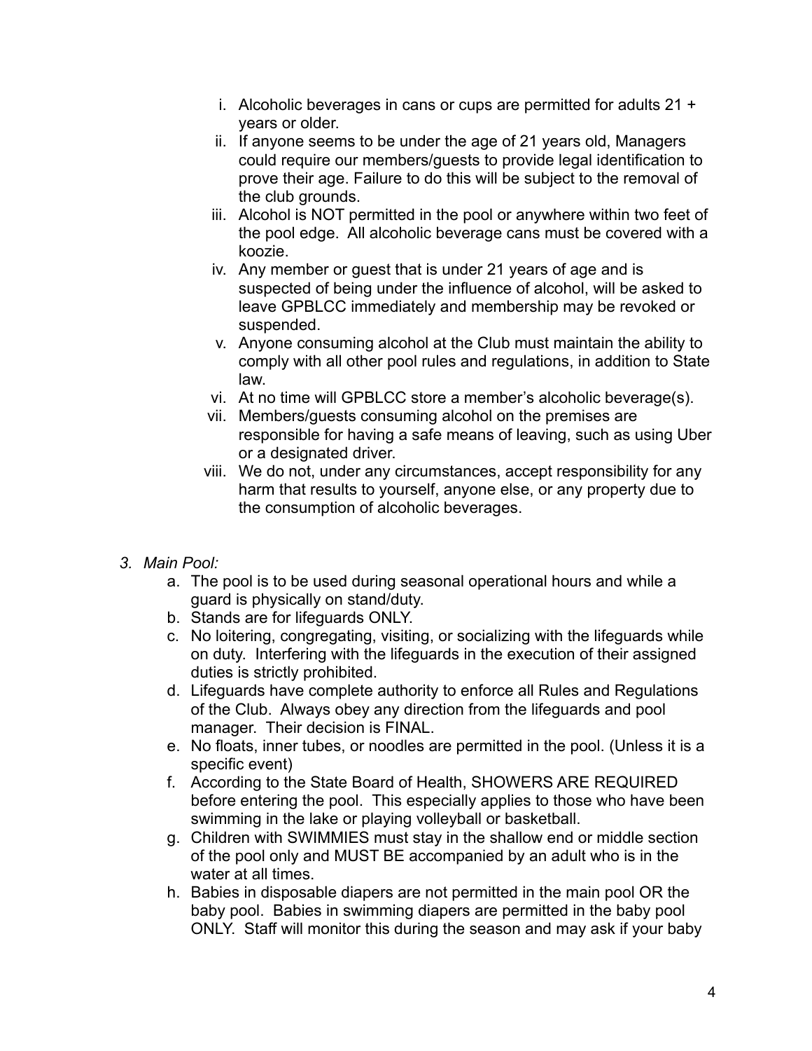i. Alcoholic beverages in cans or cups are permitted for adults 21 + years or older.
  ii. If anyone seems to be under the age of 21 years old, Managers could require our members/guests to provide legal identification to prove their age. Failure to do this will be subject to the removal of the club grounds.
  iii. Alcohol is NOT permitted in the pool or anywhere within two feet of the pool edge. All alcoholic beverage cans must be covered with a koozie.
  iv. Any member or guest that is under 21 years of age and is suspected of being under the influence of alcohol, will be asked to leave GPBLCC immediately and membership may be revoked or suspended.
  v. Anyone consuming alcohol at the Club must maintain the ability to comply with all other pool rules and regulations, in addition to State law.
  vi. At no time will GPBLCC store a member's alcoholic beverage(s).
  vii. Members/guests consuming alcohol on the premises are responsible for having a safe means of leaving, such as using Uber or a designated driver.
  viii. We do not, under any circumstances, accept responsibility for any harm that results to yourself, anyone else, or any property due to the consumption of alcoholic beverages.

3. *Main Pool:*
   a. The pool is to be used during seasonal operational hours and while a guard is physically on stand/duty.
   b. Stands are for lifeguards ONLY.
   c. No loitering, congregating, visiting, or socializing with the lifeguards while on duty. Interfering with the lifeguards in the execution of their assigned duties is strictly prohibited.
   d. Lifeguards have complete authority to enforce all Rules and Regulations of the Club. Always obey any direction from the lifeguards and pool manager. Their decision is FINAL.
   e. No floats, inner tubes, or noodles are permitted in the pool. (Unless it is a specific event)
   f. According to the State Board of Health, SHOWERS ARE REQUIRED before entering the pool. This especially applies to those who have been swimming in the lake or playing volleyball or basketball.
   g. Children with SWIMMIES must stay in the shallow end or middle section of the pool only and MUST BE accompanied by an adult who is in the water at all times.
   h. Babies in disposable diapers are not permitted in the main pool OR the baby pool. Babies in swimming diapers are permitted in the baby pool ONLY. Staff will monitor this during the season and may ask if your baby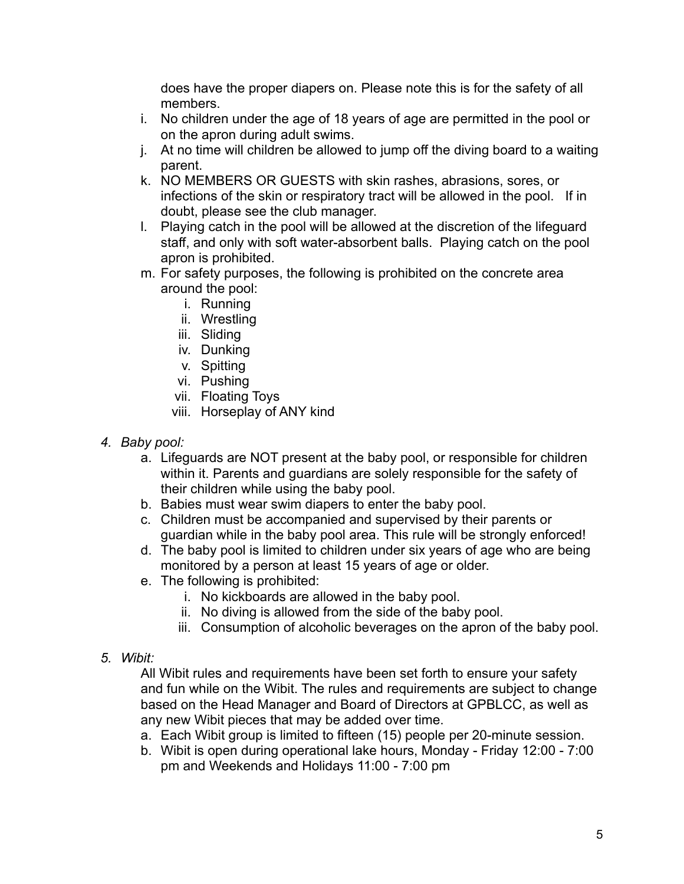does have the proper diapers on. Please note this is for the safety of all members.

i. No children under the age of 18 years of age are permitted in the pool or on the apron during adult swims.
j. At no time will children be allowed to jump off the diving board to a waiting parent.
k. NO MEMBERS OR GUESTS with skin rashes, abrasions, sores, or infections of the skin or respiratory tract will be allowed in the pool. If in doubt, please see the club manager.
l. Playing catch in the pool will be allowed at the discretion of the lifeguard staff, and only with soft water-absorbent balls. Playing catch on the pool apron is prohibited.
m. For safety purposes, the following is prohibited on the concrete area around the pool:
    i. Running
    ii. Wrestling
    iii. Sliding
    iv. Dunking
    v. Spitting
    vi. Pushing
    vii. Floating Toys
    viii. Horseplay of ANY kind

4. *Baby pool:*
    a. Lifeguards are NOT present at the baby pool, or responsible for children within it. Parents and guardians are solely responsible for the safety of their children while using the baby pool.
    b. Babies must wear swim diapers to enter the baby pool.
    c. Children must be accompanied and supervised by their parents or guardian while in the baby pool area. This rule will be strongly enforced!
    d. The baby pool is limited to children under six years of age who are being monitored by a person at least 15 years of age or older.
    e. The following is prohibited:
        i. No kickboards are allowed in the baby pool.
        ii. No diving is allowed from the side of the baby pool.
        iii. Consumption of alcoholic beverages on the apron of the baby pool.

5. *Wibit:*

    All Wibit rules and requirements have been set forth to ensure your safety and fun while on the Wibit. The rules and requirements are subject to change based on the Head Manager and Board of Directors at GPBLCC, as well as any new Wibit pieces that may be added over time.

    a. Each Wibit group is limited to fifteen (15) people per 20-minute session.
    b. Wibit is open during operational lake hours, Monday - Friday 12:00 - 7:00 pm and Weekends and Holidays 11:00 - 7:00 pm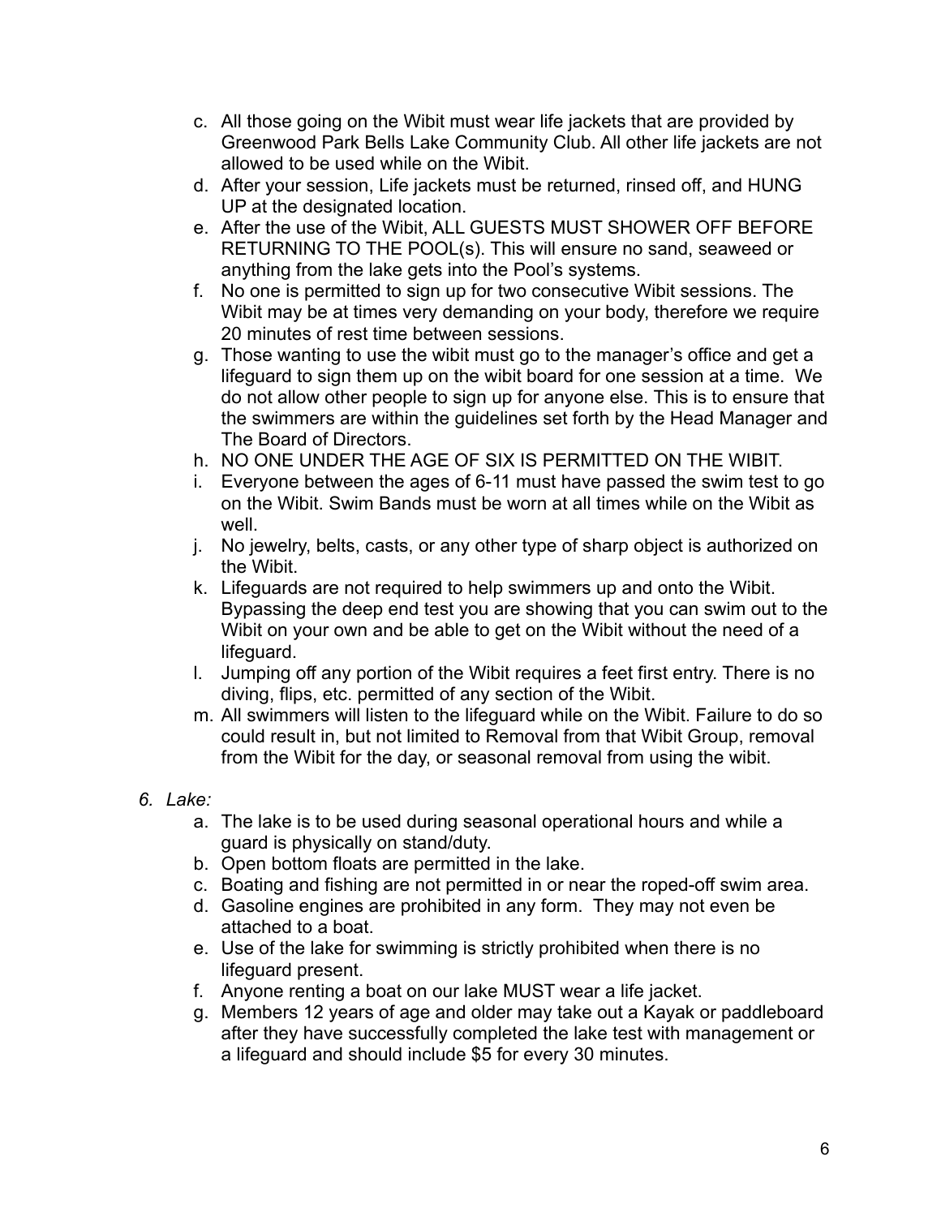c. All those going on the Wibit must wear life jackets that are provided by Greenwood Park Bells Lake Community Club. All other life jackets are not allowed to be used while on the Wibit.
d. After your session, Life jackets must be returned, rinsed off, and HUNG UP at the designated location.
e. After the use of the Wibit, ALL GUESTS MUST SHOWER OFF BEFORE RETURNING TO THE POOL(s). This will ensure no sand, seaweed or anything from the lake gets into the Pool's systems.
f. No one is permitted to sign up for two consecutive Wibit sessions. The Wibit may be at times very demanding on your body, therefore we require 20 minutes of rest time between sessions.
g. Those wanting to use the wibit must go to the manager's office and get a lifeguard to sign them up on the wibit board for one session at a time. We do not allow other people to sign up for anyone else. This is to ensure that the swimmers are within the guidelines set forth by the Head Manager and The Board of Directors.
h. NO ONE UNDER THE AGE OF SIX IS PERMITTED ON THE WIBIT.
i. Everyone between the ages of 6-11 must have passed the swim test to go on the Wibit. Swim Bands must be worn at all times while on the Wibit as well.
j. No jewelry, belts, casts, or any other type of sharp object is authorized on the Wibit.
k. Lifeguards are not required to help swimmers up and onto the Wibit. Bypassing the deep end test you are showing that you can swim out to the Wibit on your own and be able to get on the Wibit without the need of a lifeguard.
l. Jumping off any portion of the Wibit requires a feet first entry. There is no diving, flips, etc. permitted of any section of the Wibit.
m. All swimmers will listen to the lifeguard while on the Wibit. Failure to do so could result in, but not limited to Removal from that Wibit Group, removal from the Wibit for the day, or seasonal removal from using the wibit.

6. *Lake:*
    a. The lake is to be used during seasonal operational hours and while a guard is physically on stand/duty.
    b. Open bottom floats are permitted in the lake.
    c. Boating and fishing are not permitted in or near the roped-off swim area.
    d. Gasoline engines are prohibited in any form. They may not even be attached to a boat.
    e. Use of the lake for swimming is strictly prohibited when there is no lifeguard present.
    f. Anyone renting a boat on our lake MUST wear a life jacket.
    g. Members 12 years of age and older may take out a Kayak or paddleboard after they have successfully completed the lake test with management or a lifeguard and should include $5 for every 30 minutes.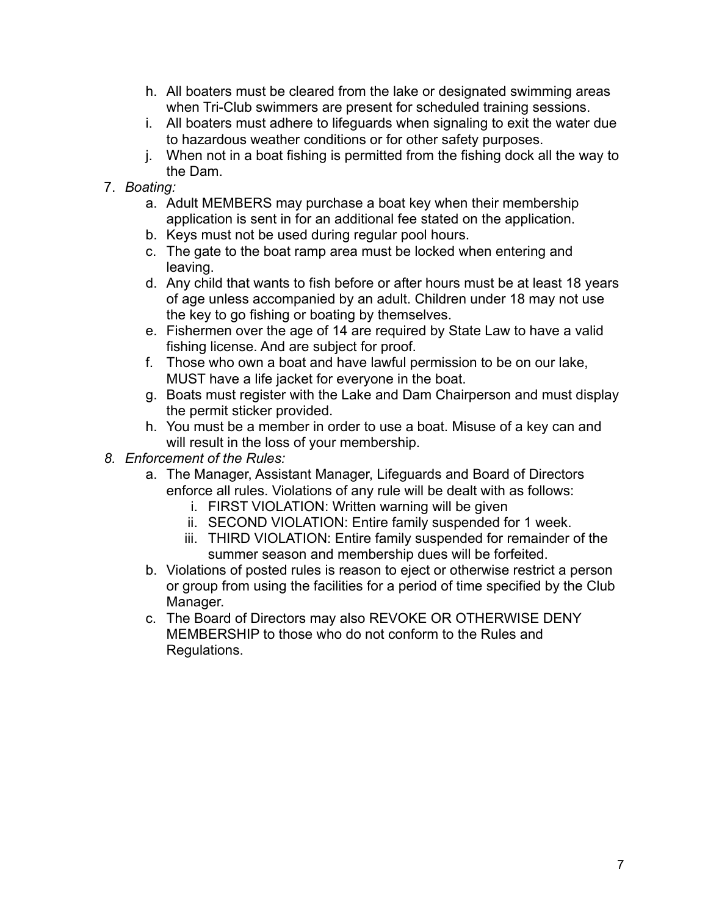h. All boaters must be cleared from the lake or designated swimming areas when Tri-Club swimmers are present for scheduled training sessions.
i. All boaters must adhere to lifeguards when signaling to exit the water due to hazardous weather conditions or for other safety purposes.
j. When not in a boat fishing is permitted from the fishing dock all the way to the Dam.

7. *Boating:*
   a. Adult MEMBERS may purchase a boat key when their membership application is sent in for an additional fee stated on the application.
   b. Keys must not be used during regular pool hours.
   c. The gate to the boat ramp area must be locked when entering and leaving.
   d. Any child that wants to fish before or after hours must be at least 18 years of age unless accompanied by an adult. Children under 18 may not use the key to go fishing or boating by themselves.
   e. Fishermen over the age of 14 are required by State Law to have a valid fishing license. And are subject for proof.
   f. Those who own a boat and have lawful permission to be on our lake, MUST have a life jacket for everyone in the boat.
   g. Boats must register with the Lake and Dam Chairperson and must display the permit sticker provided.
   h. You must be a member in order to use a boat. Misuse of a key can and will result in the loss of your membership.

8. *Enforcement of the Rules:*
   a. The Manager, Assistant Manager, Lifeguards and Board of Directors enforce all rules. Violations of any rule will be dealt with as follows:
      i. FIRST VIOLATION: Written warning will be given
      ii. SECOND VIOLATION: Entire family suspended for 1 week.
      iii. THIRD VIOLATION: Entire family suspended for remainder of the summer season and membership dues will be forfeited.
   b. Violations of posted rules is reason to eject or otherwise restrict a person or group from using the facilities for a period of time specified by the Club Manager.
   c. The Board of Directors may also REVOKE OR OTHERWISE DENY MEMBERSHIP to those who do not conform to the Rules and Regulations.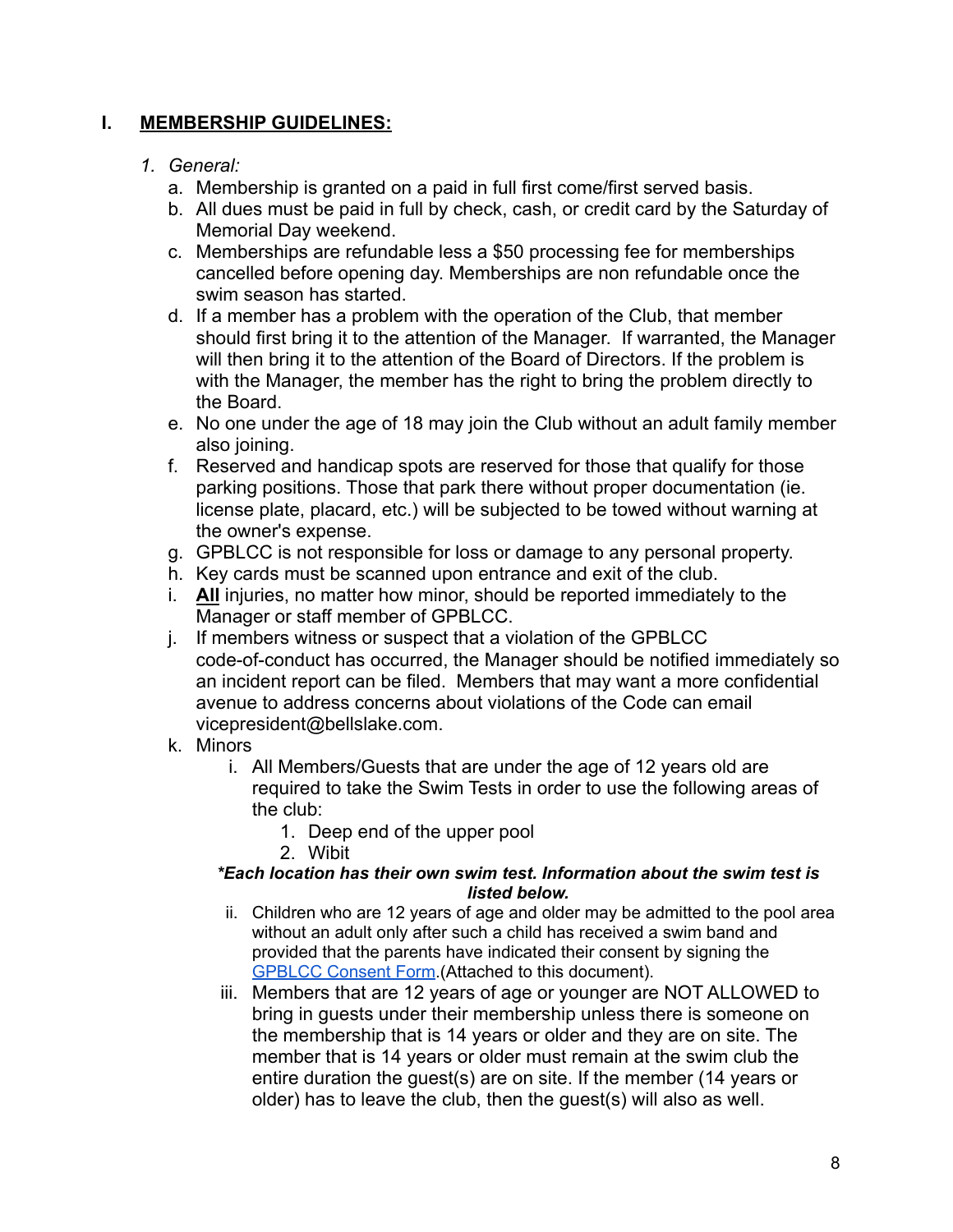## I. MEMBERSHIP GUIDELINES:

1. *General:*
   a. Membership is granted on a paid in full first come/first served basis.
   b. All dues must be paid in full by check, cash, or credit card by the Saturday of Memorial Day weekend.
   c. Memberships are refundable less a $50 processing fee for memberships cancelled before opening day. Memberships are non refundable once the swim season has started.
   d. If a member has a problem with the operation of the Club, that member should first bring it to the attention of the Manager. If warranted, the Manager will then bring it to the attention of the Board of Directors. If the problem is with the Manager, the member has the right to bring the problem directly to the Board.
   e. No one under the age of 18 may join the Club without an adult family member also joining.
   f. Reserved and handicap spots are reserved for those that qualify for those parking positions. Those that park there without proper documentation (ie. license plate, placard, etc.) will be subjected to be towed without warning at the owner's expense.
   g. GPBLCC is not responsible for loss or damage to any personal property.
   h. Key cards must be scanned upon entrance and exit of the club.
   i. **All** injuries, no matter how minor, should be reported immediately to the Manager or staff member of GPBLCC.
   j. If members witness or suspect that a violation of the GPBLCC code-of-conduct has occurred, the Manager should be notified immediately so an incident report can be filed. Members that may want a more confidential avenue to address concerns about violations of the Code can email vicepresident@bellslake.com.
   k. Minors
      i. All Members/Guests that are under the age of 12 years old are required to take the Swim Tests in order to use the following areas of the club:
         1. Deep end of the upper pool
         2. Wibit

      ***\*Each location has their own swim test. Information about the swim test is listed below.***

      ii. Children who are 12 years of age and older may be admitted to the pool area without an adult only after such a child has received a swim band and provided that the parents have indicated their consent by signing the GPBLCC Consent Form.(Attached to this document).
      iii. Members that are 12 years of age or younger are NOT ALLOWED to bring in guests under their membership unless there is someone on the membership that is 14 years or older and they are on site. The member that is 14 years or older must remain at the swim club the entire duration the guest(s) are on site. If the member (14 years or older) has to leave the club, then the guest(s) will also as well.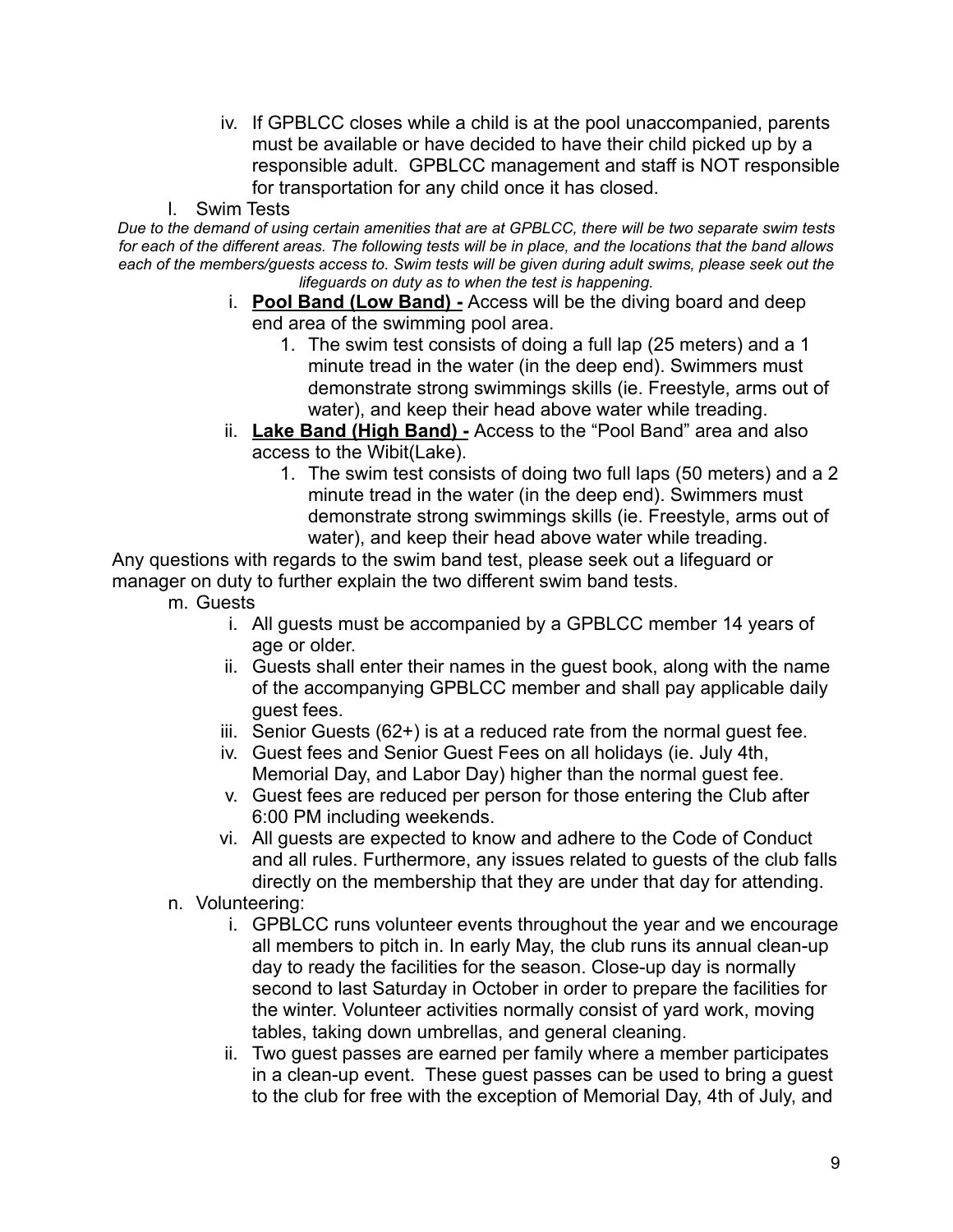iv. If GPBLCC closes while a child is at the pool unaccompanied, parents must be available or have decided to have their child picked up by a responsible adult. GPBLCC management and staff is NOT responsible for transportation for any child once it has closed.

l. Swim Tests

*Due to the demand of using certain amenities that are at GPBLCC, there will be two separate swim tests for each of the different areas. The following tests will be in place, and the locations that the band allows each of the members/guests access to. Swim tests will be given during adult swims, please seek out the lifeguards on duty as to when the test is happening.*

i. **Pool Band (Low Band) -** Access will be the diving board and deep end area of the swimming pool area.
   1. The swim test consists of doing a full lap (25 meters) and a 1 minute tread in the water (in the deep end). Swimmers must demonstrate strong swimmings skills (ie. Freestyle, arms out of water), and keep their head above water while treading.

ii. **Lake Band (High Band) -** Access to the "Pool Band" area and also access to the Wibit(Lake).
   1. The swim test consists of doing two full laps (50 meters) and a 2 minute tread in the water (in the deep end). Swimmers must demonstrate strong swimmings skills (ie. Freestyle, arms out of water), and keep their head above water while treading.

Any questions with regards to the swim band test, please seek out a lifeguard or manager on duty to further explain the two different swim band tests.

m. Guests

i. All guests must be accompanied by a GPBLCC member 14 years of age or older.

ii. Guests shall enter their names in the guest book, along with the name of the accompanying GPBLCC member and shall pay applicable daily guest fees.

iii. Senior Guests (62+) is at a reduced rate from the normal guest fee.

iv. Guest fees and Senior Guest Fees on all holidays (ie. July 4th, Memorial Day, and Labor Day) higher than the normal guest fee.

v. Guest fees are reduced per person for those entering the Club after 6:00 PM including weekends.

vi. All guests are expected to know and adhere to the Code of Conduct and all rules. Furthermore, any issues related to guests of the club falls directly on the membership that they are under that day for attending.

n. Volunteering:

i. GPBLCC runs volunteer events throughout the year and we encourage all members to pitch in. In early May, the club runs its annual clean-up day to ready the facilities for the season. Close-up day is normally second to last Saturday in October in order to prepare the facilities for the winter. Volunteer activities normally consist of yard work, moving tables, taking down umbrellas, and general cleaning.

ii. Two guest passes are earned per family where a member participates in a clean-up event. These guest passes can be used to bring a guest to the club for free with the exception of Memorial Day, 4th of July, and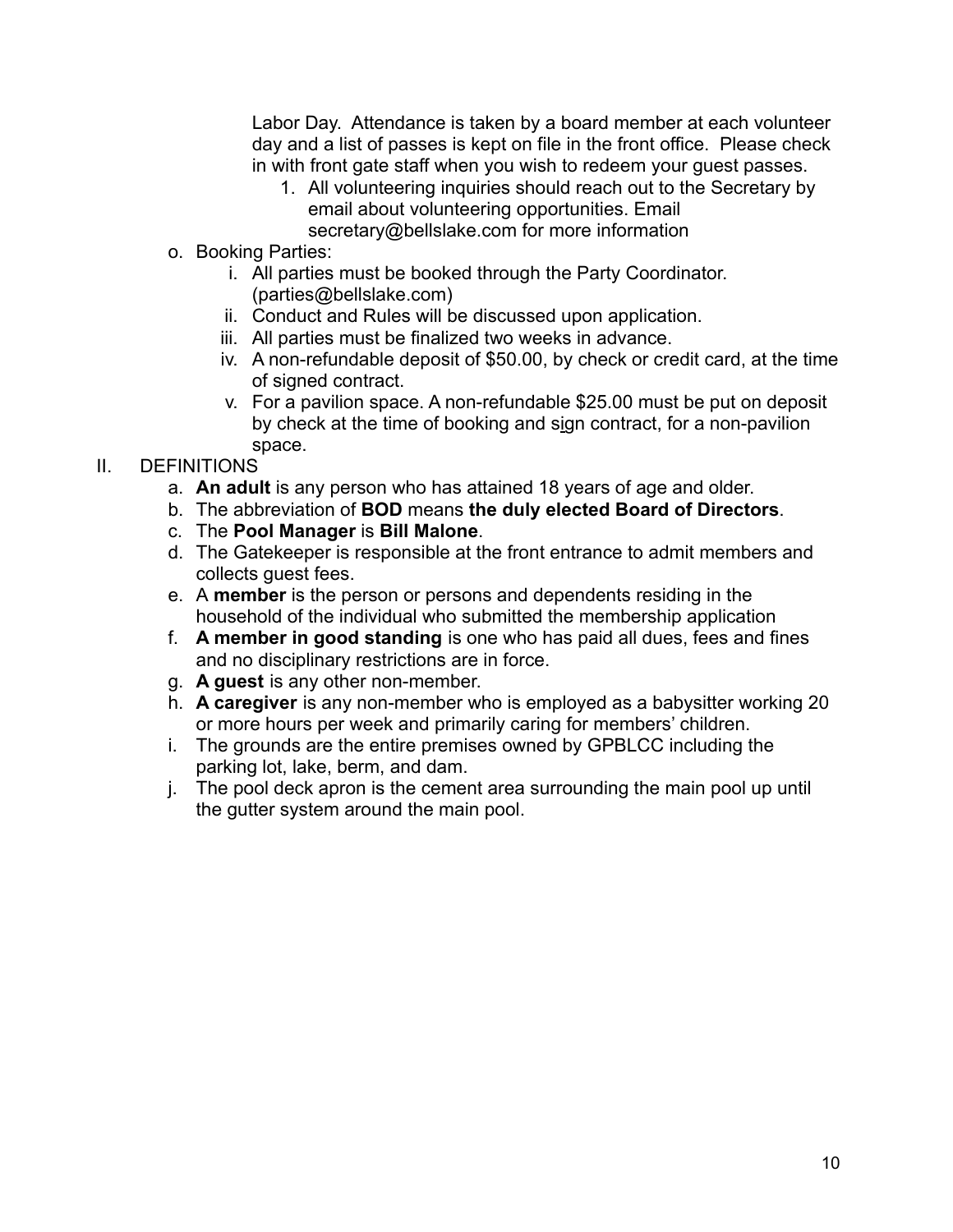Labor Day. Attendance is taken by a board member at each volunteer day and a list of passes is kept on file in the front office. Please check in with front gate staff when you wish to redeem your guest passes.

1. All volunteering inquiries should reach out to the Secretary by email about volunteering opportunities. Email secretary@bellslake.com for more information

o. Booking Parties:

   i. All parties must be booked through the Party Coordinator. (parties@bellslake.com)

   ii. Conduct and Rules will be discussed upon application.

   iii. All parties must be finalized two weeks in advance.

   iv. A non-refundable deposit of $50.00, by check or credit card, at the time of signed contract.

   v. For a pavilion space. A non-refundable $25.00 must be put on deposit by check at the time of booking and sign contract, for a non-pavilion space.

## II. DEFINITIONS

a. **An adult** is any person who has attained 18 years of age and older.

b. The abbreviation of **BOD** means **the duly elected Board of Directors**.

c. The **Pool Manager** is **Bill Malone**.

d. The Gatekeeper is responsible at the front entrance to admit members and collects guest fees.

e. A **member** is the person or persons and dependents residing in the household of the individual who submitted the membership application

f. **A member in good standing** is one who has paid all dues, fees and fines and no disciplinary restrictions are in force.

g. **A guest** is any other non-member.

h. **A caregiver** is any non-member who is employed as a babysitter working 20 or more hours per week and primarily caring for members' children.

i. The grounds are the entire premises owned by GPBLCC including the parking lot, lake, berm, and dam.

j. The pool deck apron is the cement area surrounding the main pool up until the gutter system around the main pool.